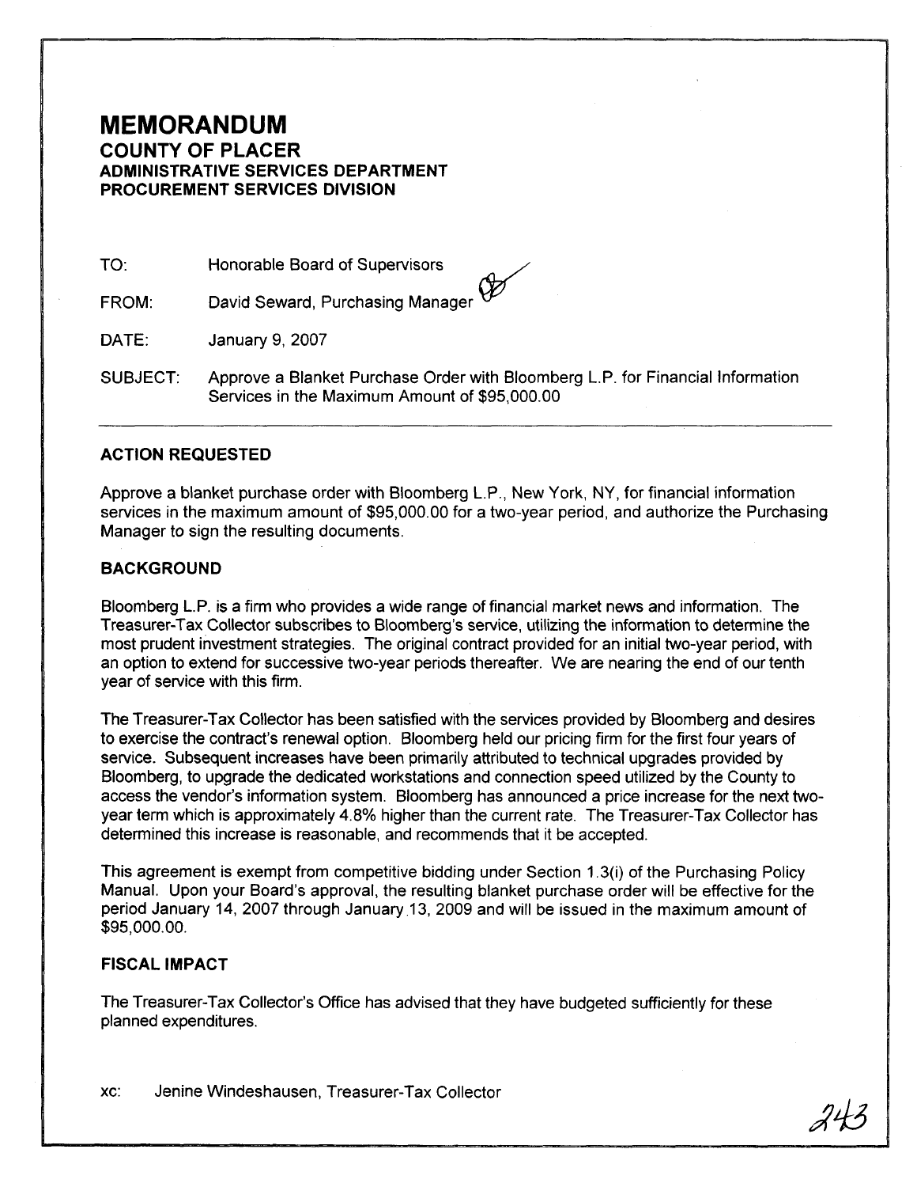# MEMORANDUM

## COUNTY OF PLACER
### ADMINISTRATIVE SERVICES DEPARTMENT
### PROCUREMENT SERVICES DIVISION

TO: Honorable Board of Supervisors

FROM: David Seward, Purchasing Manager

DATE: January 9, 2007

SUBJECT: Approve a Blanket Purchase Order with Bloomberg L.P. for Financial Information Services in the Maximum Amount of $95,000.00

---

### ACTION REQUESTED

Approve a blanket purchase order with Bloomberg L.P., New York, NY, for financial information services in the maximum amount of $95,000.00 for a two-year period, and authorize the Purchasing Manager to sign the resulting documents.

### BACKGROUND

Bloomberg L.P. is a firm who provides a wide range of financial market news and information. The Treasurer-Tax Collector subscribes to Bloomberg's service, utilizing the information to determine the most prudent investment strategies. The original contract provided for an initial two-year period, with an option to extend for successive two-year periods thereafter. We are nearing the end of our tenth year of service with this firm.

The Treasurer-Tax Collector has been satisfied with the services provided by Bloomberg and desires to exercise the contract's renewal option. Bloomberg held our pricing firm for the first four years of service. Subsequent increases have been primarily attributed to technical upgrades provided by Bloomberg, to upgrade the dedicated workstations and connection speed utilized by the County to access the vendor's information system. Bloomberg has announced a price increase for the next two-year term which is approximately 4.8% higher than the current rate. The Treasurer-Tax Collector has determined this increase is reasonable, and recommends that it be accepted.

This agreement is exempt from competitive bidding under Section 1.3(i) of the Purchasing Policy Manual. Upon your Board's approval, the resulting blanket purchase order will be effective for the period January 14, 2007 through January 13, 2009 and will be issued in the maximum amount of $95,000.00.

### FISCAL IMPACT

The Treasurer-Tax Collector's Office has advised that they have budgeted sufficiently for these planned expenditures.

xc: Jenine Windeshausen, Treasurer-Tax Collector